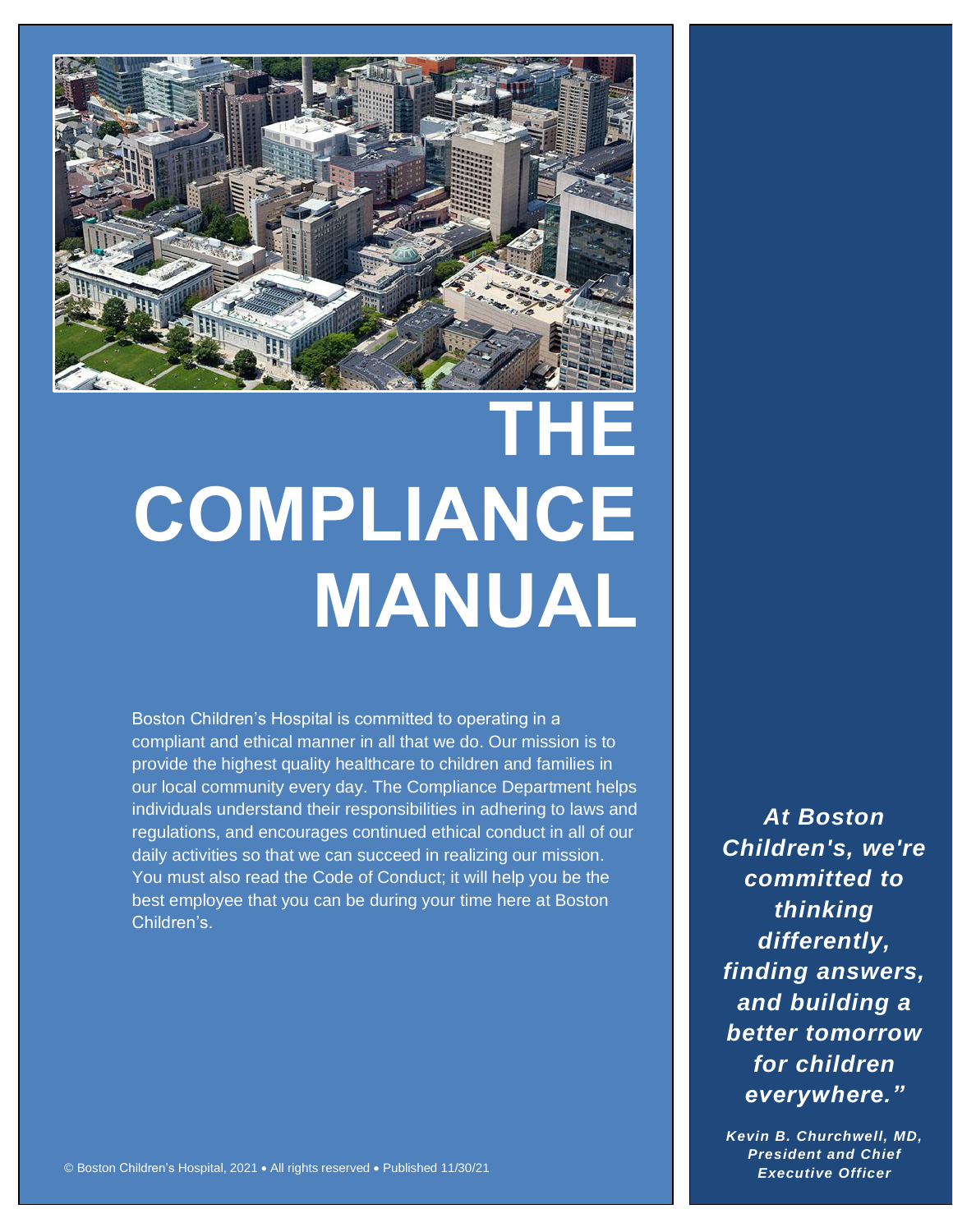# THE COMPLIANCE MANUAL

Boston Children's Hospital is committed to operating in a compliant and ethical manner in all that we do. Our mission is to provide the highest quality healthcare to children and families in our local community every day. The Compliance Department helps individuals understand their responsibilities in adhering to laws and regulations, and encourages continued ethical conduct in all of our daily activities so that we can succeed in realizing our mission. You must also read the Code of Conduct; it will help you be the best employee that you can be during your time here at Boston Children's.

***At Boston Children's, we're committed to thinking differently, finding answers, and building a better tomorrow for children everywhere."***

***Kevin B. Churchwell, MD, President and Chief Executive Officer***

© Boston Children's Hospital, 2021 • All rights reserved • Published 11/30/21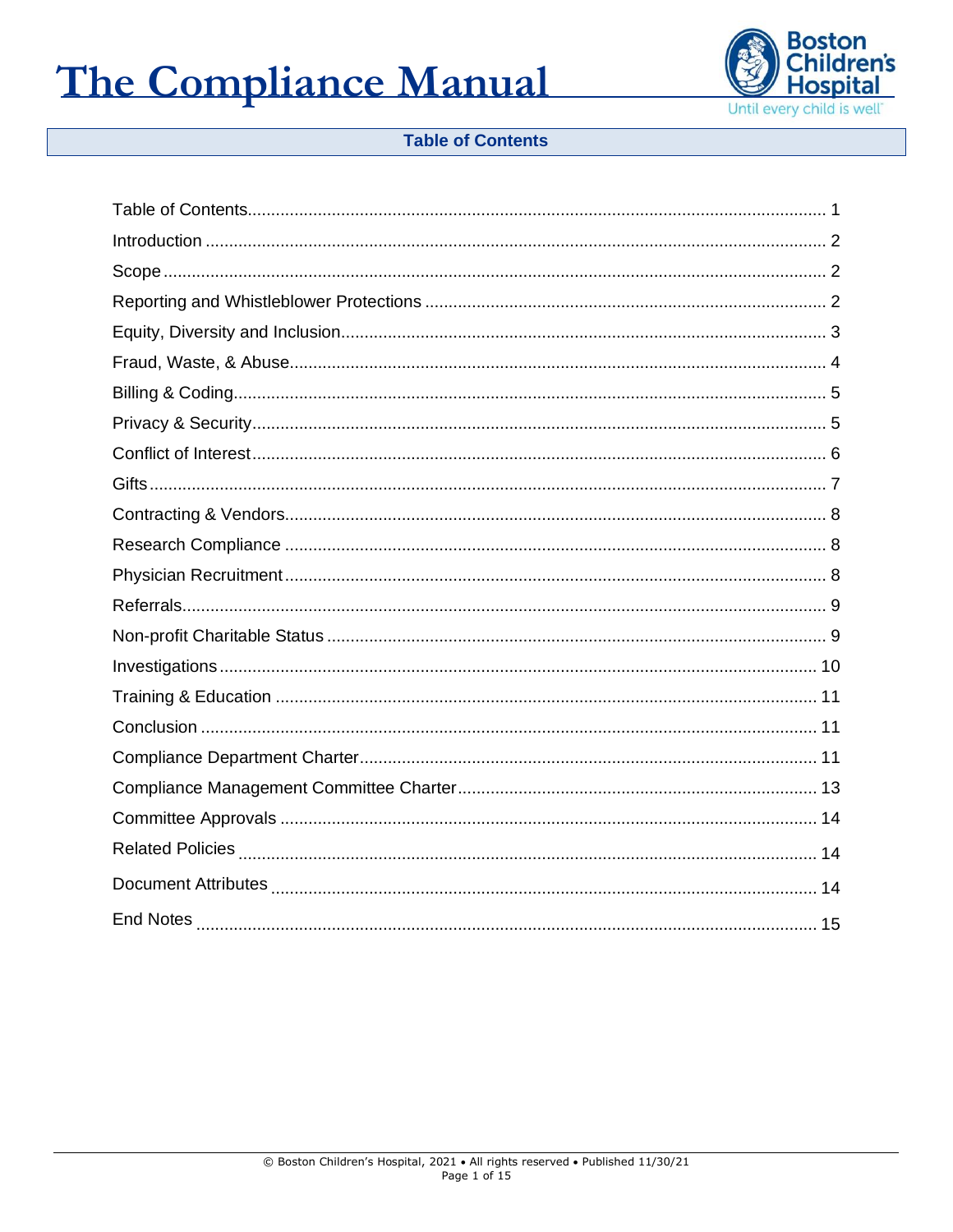# The Compliance Manual

Boston Children's Hospital
Until every child is well

## Table of Contents

Table of Contents .......... 1
Introduction .......... 2
Scope .......... 2
Reporting and Whistleblower Protections .......... 2
Equity, Diversity and Inclusion .......... 3
Fraud, Waste, & Abuse .......... 4
Billing & Coding .......... 5
Privacy & Security .......... 5
Conflict of Interest .......... 6
Gifts .......... 7
Contracting & Vendors .......... 8
Research Compliance .......... 8
Physician Recruitment .......... 8
Referrals .......... 9
Non-profit Charitable Status .......... 9
Investigations .......... 10
Training & Education .......... 11
Conclusion .......... 11
Compliance Department Charter .......... 11
Compliance Management Committee Charter .......... 13
Committee Approvals .......... 14
Related Policies .......... 14
Document Attributes .......... 14
End Notes .......... 15

© Boston Children's Hospital, 2021 • All rights reserved • Published 11/30/21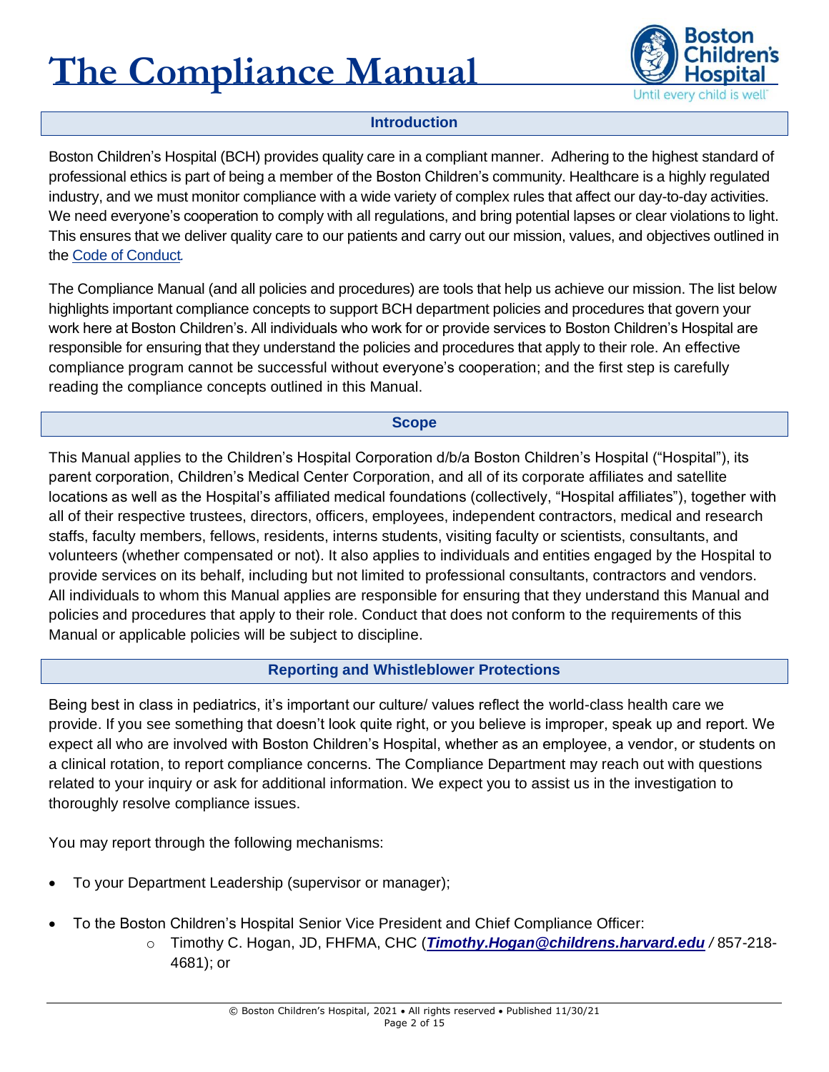# The Compliance Manual

## Introduction

Boston Children's Hospital (BCH) provides quality care in a compliant manner. Adhering to the highest standard of professional ethics is part of being a member of the Boston Children's community. Healthcare is a highly regulated industry, and we must monitor compliance with a wide variety of complex rules that affect our day-to-day activities. We need everyone's cooperation to comply with all regulations, and bring potential lapses or clear violations to light. This ensures that we deliver quality care to our patients and carry out our mission, values, and objectives outlined in the Code of Conduct.

The Compliance Manual (and all policies and procedures) are tools that help us achieve our mission. The list below highlights important compliance concepts to support BCH department policies and procedures that govern your work here at Boston Children's. All individuals who work for or provide services to Boston Children's Hospital are responsible for ensuring that they understand the policies and procedures that apply to their role. An effective compliance program cannot be successful without everyone's cooperation; and the first step is carefully reading the compliance concepts outlined in this Manual.

## Scope

This Manual applies to the Children's Hospital Corporation d/b/a Boston Children's Hospital ("Hospital"), its parent corporation, Children's Medical Center Corporation, and all of its corporate affiliates and satellite locations as well as the Hospital's affiliated medical foundations (collectively, "Hospital affiliates"), together with all of their respective trustees, directors, officers, employees, independent contractors, medical and research staffs, faculty members, fellows, residents, interns students, visiting faculty or scientists, consultants, and volunteers (whether compensated or not). It also applies to individuals and entities engaged by the Hospital to provide services on its behalf, including but not limited to professional consultants, contractors and vendors. All individuals to whom this Manual applies are responsible for ensuring that they understand this Manual and policies and procedures that apply to their role. Conduct that does not conform to the requirements of this Manual or applicable policies will be subject to discipline.

## Reporting and Whistleblower Protections

Being best in class in pediatrics, it's important our culture/ values reflect the world-class health care we provide. If you see something that doesn't look quite right, or you believe is improper, speak up and report. We expect all who are involved with Boston Children's Hospital, whether as an employee, a vendor, or students on a clinical rotation, to report compliance concerns. The Compliance Department may reach out with questions related to your inquiry or ask for additional information. We expect you to assist us in the investigation to thoroughly resolve compliance issues.

You may report through the following mechanisms:

- To your Department Leadership (supervisor or manager);
- To the Boston Children's Hospital Senior Vice President and Chief Compliance Officer:
  - Timothy C. Hogan, JD, FHFMA, CHC (***Timothy.Hogan@childrens.harvard.edu*** / 857-218-4681); or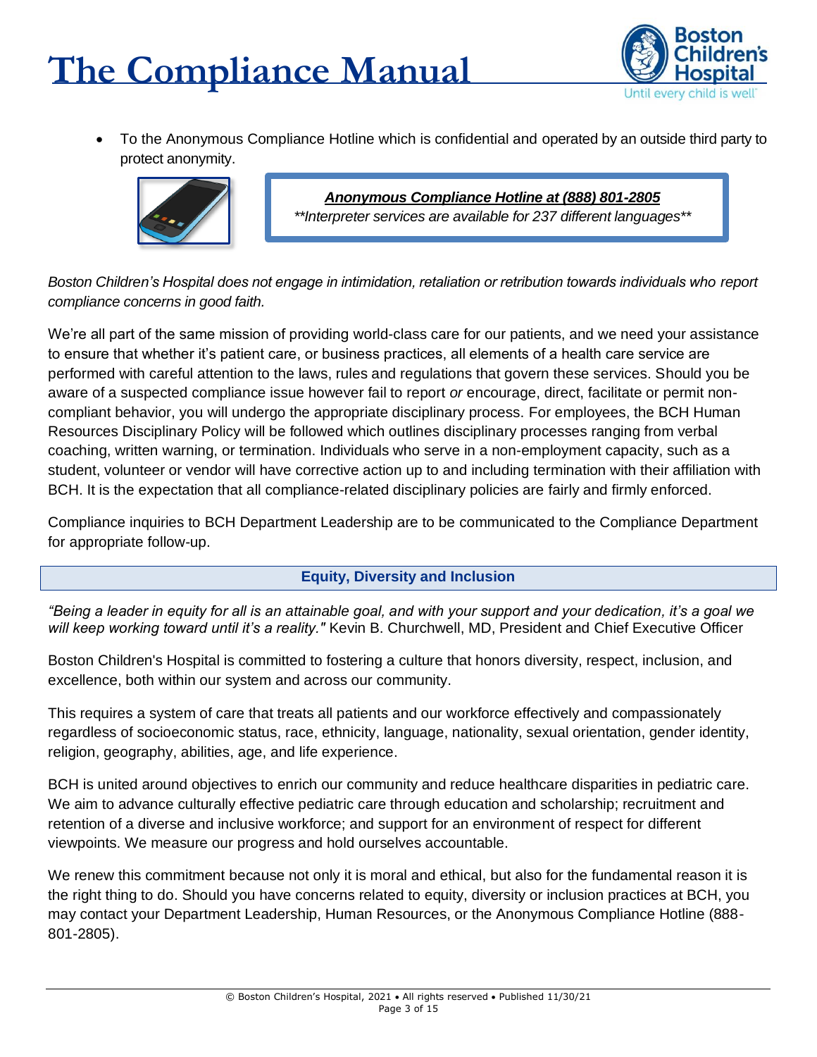- To the Anonymous Compliance Hotline which is confidential and operated by an outside third party to protect anonymity.

> ***Anonymous Compliance Hotline at (888) 801-2805***
> *\*\*Interpreter services are available for 237 different languages\*\**

*Boston Children's Hospital does not engage in intimidation, retaliation or retribution towards individuals who report compliance concerns in good faith.*

We're all part of the same mission of providing world-class care for our patients, and we need your assistance to ensure that whether it's patient care, or business practices, all elements of a health care service are performed with careful attention to the laws, rules and regulations that govern these services. Should you be aware of a suspected compliance issue however fail to report *or* encourage, direct, facilitate or permit non-compliant behavior, you will undergo the appropriate disciplinary process. For employees, the BCH Human Resources Disciplinary Policy will be followed which outlines disciplinary processes ranging from verbal coaching, written warning, or termination. Individuals who serve in a non-employment capacity, such as a student, volunteer or vendor will have corrective action up to and including termination with their affiliation with BCH. It is the expectation that all compliance-related disciplinary policies are fairly and firmly enforced.

Compliance inquiries to BCH Department Leadership are to be communicated to the Compliance Department for appropriate follow-up.

## Equity, Diversity and Inclusion

*"Being a leader in equity for all is an attainable goal, and with your support and your dedication, it's a goal we will keep working toward until it's a reality."* Kevin B. Churchwell, MD, President and Chief Executive Officer

Boston Children's Hospital is committed to fostering a culture that honors diversity, respect, inclusion, and excellence, both within our system and across our community.

This requires a system of care that treats all patients and our workforce effectively and compassionately regardless of socioeconomic status, race, ethnicity, language, nationality, sexual orientation, gender identity, religion, geography, abilities, age, and life experience.

BCH is united around objectives to enrich our community and reduce healthcare disparities in pediatric care. We aim to advance culturally effective pediatric care through education and scholarship; recruitment and retention of a diverse and inclusive workforce; and support for an environment of respect for different viewpoints. We measure our progress and hold ourselves accountable.

We renew this commitment because not only it is moral and ethical, but also for the fundamental reason it is the right thing to do. Should you have concerns related to equity, diversity or inclusion practices at BCH, you may contact your Department Leadership, Human Resources, or the Anonymous Compliance Hotline (888-801-2805).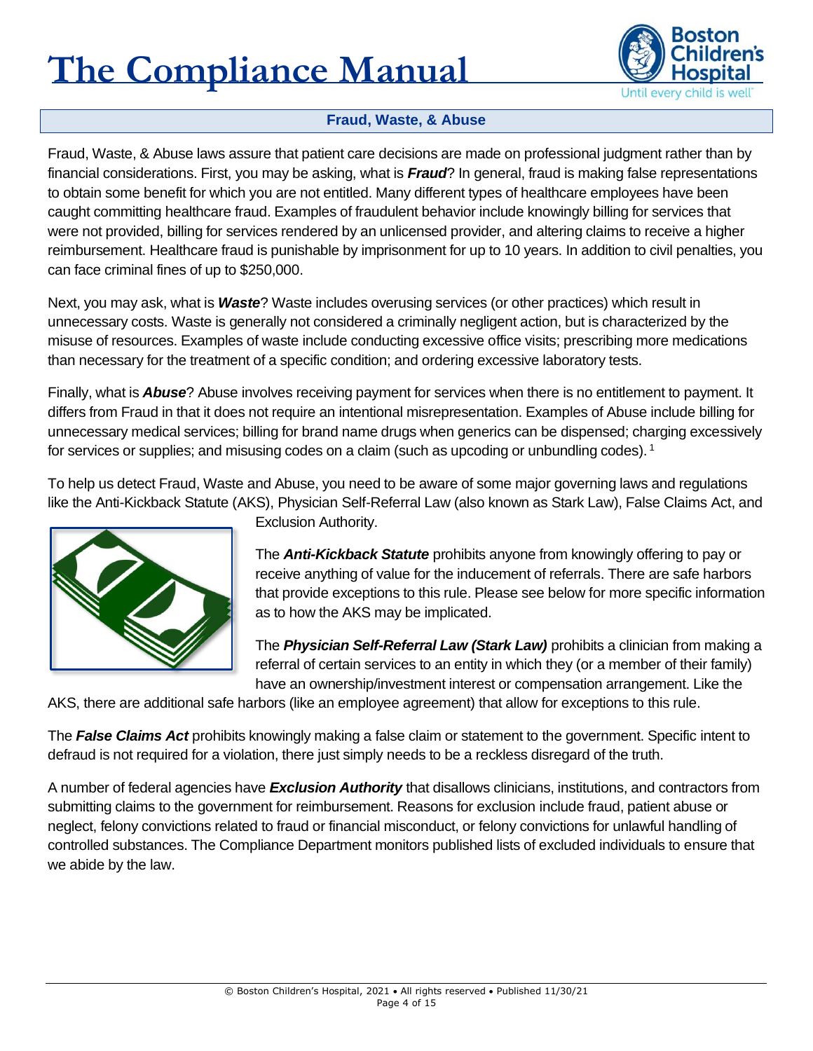## Fraud, Waste, & Abuse

Fraud, Waste, & Abuse laws assure that patient care decisions are made on professional judgment rather than by financial considerations. First, you may be asking, what is ***Fraud***? In general, fraud is making false representations to obtain some benefit for which you are not entitled. Many different types of healthcare employees have been caught committing healthcare fraud. Examples of fraudulent behavior include knowingly billing for services that were not provided, billing for services rendered by an unlicensed provider, and altering claims to receive a higher reimbursement. Healthcare fraud is punishable by imprisonment for up to 10 years. In addition to civil penalties, you can face criminal fines of up to $250,000.

Next, you may ask, what is ***Waste***? Waste includes overusing services (or other practices) which result in unnecessary costs. Waste is generally not considered a criminally negligent action, but is characterized by the misuse of resources. Examples of waste include conducting excessive office visits; prescribing more medications than necessary for the treatment of a specific condition; and ordering excessive laboratory tests.

Finally, what is ***Abuse***? Abuse involves receiving payment for services when there is no entitlement to payment. It differs from Fraud in that it does not require an intentional misrepresentation. Examples of Abuse include billing for unnecessary medical services; billing for brand name drugs when generics can be dispensed; charging excessively for services or supplies; and misusing codes on a claim (such as upcoding or unbundling codes).[1]

To help us detect Fraud, Waste and Abuse, you need to be aware of some major governing laws and regulations like the Anti-Kickback Statute (AKS), Physician Self-Referral Law (also known as Stark Law), False Claims Act, and Exclusion Authority.

The ***Anti-Kickback Statute*** prohibits anyone from knowingly offering to pay or receive anything of value for the inducement of referrals. There are safe harbors that provide exceptions to this rule. Please see below for more specific information as to how the AKS may be implicated.

The ***Physician Self-Referral Law (Stark Law)*** prohibits a clinician from making a referral of certain services to an entity in which they (or a member of their family) have an ownership/investment interest or compensation arrangement. Like the AKS, there are additional safe harbors (like an employee agreement) that allow for exceptions to this rule.

The ***False Claims Act*** prohibits knowingly making a false claim or statement to the government. Specific intent to defraud is not required for a violation, there just simply needs to be a reckless disregard of the truth.

A number of federal agencies have ***Exclusion Authority*** that disallows clinicians, institutions, and contractors from submitting claims to the government for reimbursement. Reasons for exclusion include fraud, patient abuse or neglect, felony convictions related to fraud or financial misconduct, or felony convictions for unlawful handling of controlled substances. The Compliance Department monitors published lists of excluded individuals to ensure that we abide by the law.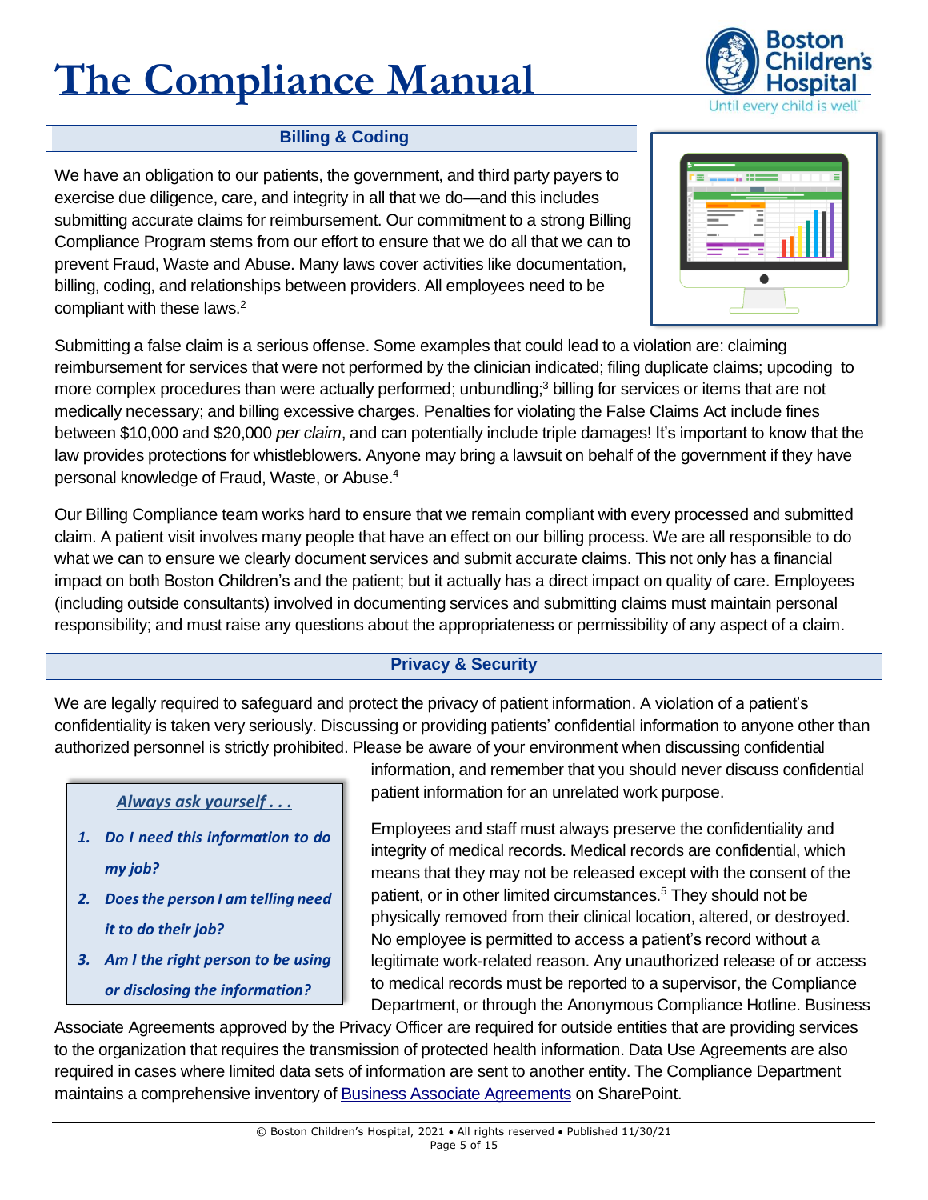## Billing & Coding

We have an obligation to our patients, the government, and third party payers to exercise due diligence, care, and integrity in all that we do—and this includes submitting accurate claims for reimbursement. Our commitment to a strong Billing Compliance Program stems from our effort to ensure that we do all that we can to prevent Fraud, Waste and Abuse. Many laws cover activities like documentation, billing, coding, and relationships between providers. All employees need to be compliant with these laws.[2]

Submitting a false claim is a serious offense. Some examples that could lead to a violation are: claiming reimbursement for services that were not performed by the clinician indicated; filing duplicate claims; upcoding to more complex procedures than were actually performed; unbundling;[3] billing for services or items that are not medically necessary; and billing excessive charges. Penalties for violating the False Claims Act include fines between $10,000 and $20,000 *per claim*, and can potentially include triple damages! It's important to know that the law provides protections for whistleblowers. Anyone may bring a lawsuit on behalf of the government if they have personal knowledge of Fraud, Waste, or Abuse.[4]

Our Billing Compliance team works hard to ensure that we remain compliant with every processed and submitted claim. A patient visit involves many people that have an effect on our billing process. We are all responsible to do what we can to ensure we clearly document services and submit accurate claims. This not only has a financial impact on both Boston Children's and the patient; but it actually has a direct impact on quality of care. Employees (including outside consultants) involved in documenting services and submitting claims must maintain personal responsibility; and must raise any questions about the appropriateness or permissibility of any aspect of a claim.

## Privacy & Security

We are legally required to safeguard and protect the privacy of patient information. A violation of a patient's confidentiality is taken very seriously. Discussing or providing patients' confidential information to anyone other than authorized personnel is strictly prohibited. Please be aware of your environment when discussing confidential information, and remember that you should never discuss confidential patient information for an unrelated work purpose.

> ***Always ask yourself . . .***
>
> 1. ***Do I need this information to do my job?***
> 2. ***Does the person I am telling need it to do their job?***
> 3. ***Am I the right person to be using or disclosing the information?***

Employees and staff must always preserve the confidentiality and integrity of medical records. Medical records are confidential, which means that they may not be released except with the consent of the patient, or in other limited circumstances.[5] They should not be physically removed from their clinical location, altered, or destroyed. No employee is permitted to access a patient's record without a legitimate work-related reason. Any unauthorized release of or access to medical records must be reported to a supervisor, the Compliance Department, or through the Anonymous Compliance Hotline. Business Associate Agreements approved by the Privacy Officer are required for outside entities that are providing services to the organization that requires the transmission of protected health information. Data Use Agreements are also required in cases where limited data sets of information are sent to another entity. The Compliance Department maintains a comprehensive inventory of Business Associate Agreements on SharePoint.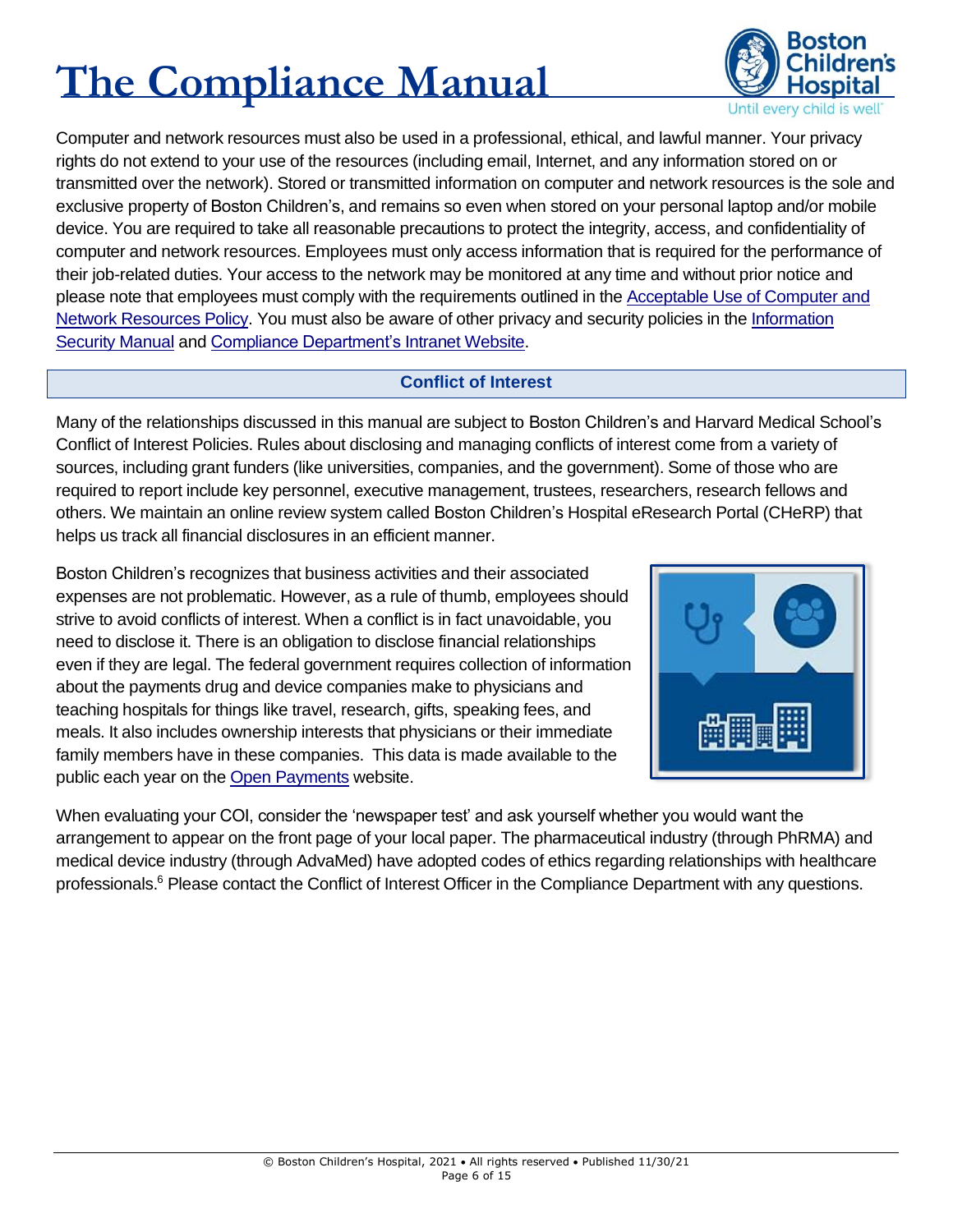Computer and network resources must also be used in a professional, ethical, and lawful manner. Your privacy rights do not extend to your use of the resources (including email, Internet, and any information stored on or transmitted over the network). Stored or transmitted information on computer and network resources is the sole and exclusive property of Boston Children's, and remains so even when stored on your personal laptop and/or mobile device. You are required to take all reasonable precautions to protect the integrity, access, and confidentiality of computer and network resources. Employees must only access information that is required for the performance of their job-related duties. Your access to the network may be monitored at any time and without prior notice and please note that employees must comply with the requirements outlined in the Acceptable Use of Computer and Network Resources Policy. You must also be aware of other privacy and security policies in the Information Security Manual and Compliance Department's Intranet Website.

## Conflict of Interest

Many of the relationships discussed in this manual are subject to Boston Children's and Harvard Medical School's Conflict of Interest Policies. Rules about disclosing and managing conflicts of interest come from a variety of sources, including grant funders (like universities, companies, and the government). Some of those who are required to report include key personnel, executive management, trustees, researchers, research fellows and others. We maintain an online review system called Boston Children's Hospital eResearch Portal (CHeRP) that helps us track all financial disclosures in an efficient manner.

Boston Children's recognizes that business activities and their associated expenses are not problematic. However, as a rule of thumb, employees should strive to avoid conflicts of interest. When a conflict is in fact unavoidable, you need to disclose it. There is an obligation to disclose financial relationships even if they are legal. The federal government requires collection of information about the payments drug and device companies make to physicians and teaching hospitals for things like travel, research, gifts, speaking fees, and meals. It also includes ownership interests that physicians or their immediate family members have in these companies. This data is made available to the public each year on the Open Payments website.

When evaluating your COI, consider the 'newspaper test' and ask yourself whether you would want the arrangement to appear on the front page of your local paper. The pharmaceutical industry (through PhRMA) and medical device industry (through AdvaMed) have adopted codes of ethics regarding relationships with healthcare professionals.[6] Please contact the Conflict of Interest Officer in the Compliance Department with any questions.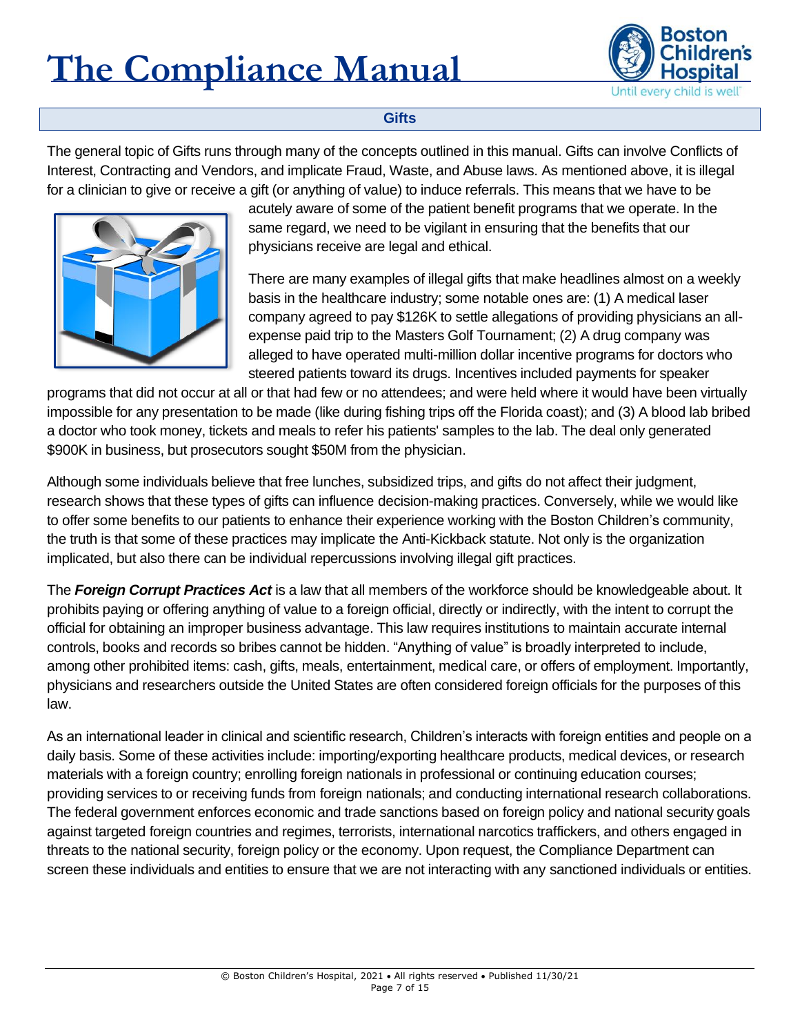## Gifts

The general topic of Gifts runs through many of the concepts outlined in this manual. Gifts can involve Conflicts of Interest, Contracting and Vendors, and implicate Fraud, Waste, and Abuse laws. As mentioned above, it is illegal for a clinician to give or receive a gift (or anything of value) to induce referrals. This means that we have to be acutely aware of some of the patient benefit programs that we operate. In the same regard, we need to be vigilant in ensuring that the benefits that our physicians receive are legal and ethical.

There are many examples of illegal gifts that make headlines almost on a weekly basis in the healthcare industry; some notable ones are: (1) A medical laser company agreed to pay $126K to settle allegations of providing physicians an all-expense paid trip to the Masters Golf Tournament; (2) A drug company was alleged to have operated multi-million dollar incentive programs for doctors who steered patients toward its drugs. Incentives included payments for speaker programs that did not occur at all or that had few or no attendees; and were held where it would have been virtually impossible for any presentation to be made (like during fishing trips off the Florida coast); and (3) A blood lab bribed a doctor who took money, tickets and meals to refer his patients' samples to the lab. The deal only generated $900K in business, but prosecutors sought $50M from the physician.

Although some individuals believe that free lunches, subsidized trips, and gifts do not affect their judgment, research shows that these types of gifts can influence decision-making practices. Conversely, while we would like to offer some benefits to our patients to enhance their experience working with the Boston Children's community, the truth is that some of these practices may implicate the Anti-Kickback statute. Not only is the organization implicated, but also there can be individual repercussions involving illegal gift practices.

The ***Foreign Corrupt Practices Act*** is a law that all members of the workforce should be knowledgeable about. It prohibits paying or offering anything of value to a foreign official, directly or indirectly, with the intent to corrupt the official for obtaining an improper business advantage. This law requires institutions to maintain accurate internal controls, books and records so bribes cannot be hidden. "Anything of value" is broadly interpreted to include, among other prohibited items: cash, gifts, meals, entertainment, medical care, or offers of employment. Importantly, physicians and researchers outside the United States are often considered foreign officials for the purposes of this law.

As an international leader in clinical and scientific research, Children's interacts with foreign entities and people on a daily basis. Some of these activities include: importing/exporting healthcare products, medical devices, or research materials with a foreign country; enrolling foreign nationals in professional or continuing education courses; providing services to or receiving funds from foreign nationals; and conducting international research collaborations. The federal government enforces economic and trade sanctions based on foreign policy and national security goals against targeted foreign countries and regimes, terrorists, international narcotics traffickers, and others engaged in threats to the national security, foreign policy or the economy. Upon request, the Compliance Department can screen these individuals and entities to ensure that we are not interacting with any sanctioned individuals or entities.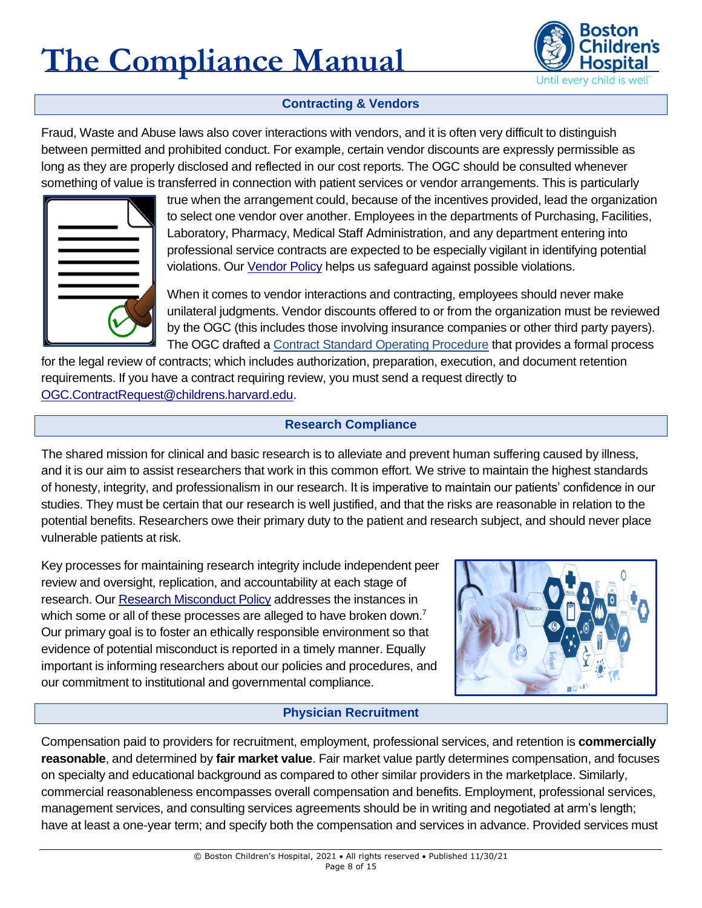## Contracting & Vendors

Fraud, Waste and Abuse laws also cover interactions with vendors, and it is often very difficult to distinguish between permitted and prohibited conduct. For example, certain vendor discounts are expressly permissible as long as they are properly disclosed and reflected in our cost reports. The OGC should be consulted whenever something of value is transferred in connection with patient services or vendor arrangements. This is particularly true when the arrangement could, because of the incentives provided, lead the organization to select one vendor over another. Employees in the departments of Purchasing, Facilities, Laboratory, Pharmacy, Medical Staff Administration, and any department entering into professional service contracts are expected to be especially vigilant in identifying potential violations. Our Vendor Policy helps us safeguard against possible violations.

When it comes to vendor interactions and contracting, employees should never make unilateral judgments. Vendor discounts offered to or from the organization must be reviewed by the OGC (this includes those involving insurance companies or other third party payers). The OGC drafted a Contract Standard Operating Procedure that provides a formal process for the legal review of contracts; which includes authorization, preparation, execution, and document retention requirements. If you have a contract requiring review, you must send a request directly to OGC.ContractRequest@childrens.harvard.edu.

## Research Compliance

The shared mission for clinical and basic research is to alleviate and prevent human suffering caused by illness, and it is our aim to assist researchers that work in this common effort. We strive to maintain the highest standards of honesty, integrity, and professionalism in our research. It is imperative to maintain our patients' confidence in our studies. They must be certain that our research is well justified, and that the risks are reasonable in relation to the potential benefits. Researchers owe their primary duty to the patient and research subject, and should never place vulnerable patients at risk.

Key processes for maintaining research integrity include independent peer review and oversight, replication, and accountability at each stage of research. Our Research Misconduct Policy addresses the instances in which some or all of these processes are alleged to have broken down.[7] Our primary goal is to foster an ethically responsible environment so that evidence of potential misconduct is reported in a timely manner. Equally important is informing researchers about our policies and procedures, and our commitment to institutional and governmental compliance.

## Physician Recruitment

Compensation paid to providers for recruitment, employment, professional services, and retention is **commercially reasonable**, and determined by **fair market value**. Fair market value partly determines compensation, and focuses on specialty and educational background as compared to other similar providers in the marketplace. Similarly, commercial reasonableness encompasses overall compensation and benefits. Employment, professional services, management services, and consulting services agreements should be in writing and negotiated at arm's length; have at least a one-year term; and specify both the compensation and services in advance. Provided services must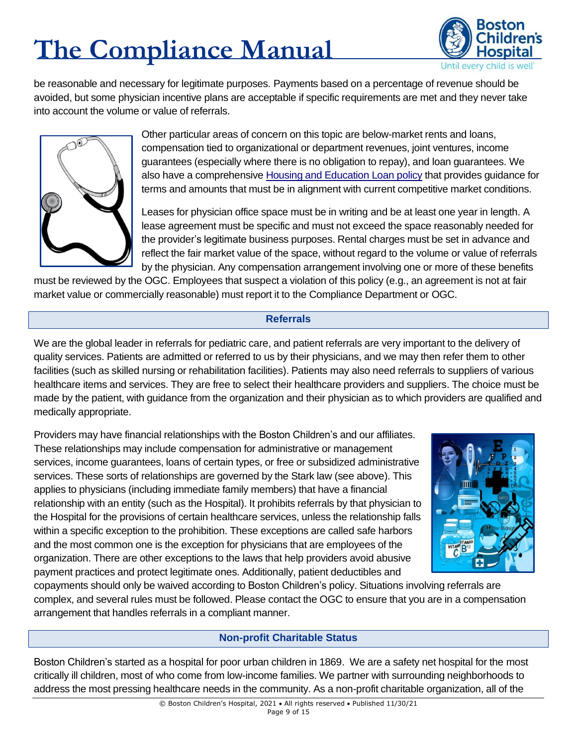be reasonable and necessary for legitimate purposes. Payments based on a percentage of revenue should be avoided, but some physician incentive plans are acceptable if specific requirements are met and they never take into account the volume or value of referrals.

Other particular areas of concern on this topic are below-market rents and loans, compensation tied to organizational or department revenues, joint ventures, income guarantees (especially where there is no obligation to repay), and loan guarantees. We also have a comprehensive Housing and Education Loan policy that provides guidance for terms and amounts that must be in alignment with current competitive market conditions.

Leases for physician office space must be in writing and be at least one year in length. A lease agreement must be specific and must not exceed the space reasonably needed for the provider's legitimate business purposes. Rental charges must be set in advance and reflect the fair market value of the space, without regard to the volume or value of referrals by the physician. Any compensation arrangement involving one or more of these benefits must be reviewed by the OGC. Employees that suspect a violation of this policy (e.g., an agreement is not at fair market value or commercially reasonable) must report it to the Compliance Department or OGC.

## Referrals

We are the global leader in referrals for pediatric care, and patient referrals are very important to the delivery of quality services. Patients are admitted or referred to us by their physicians, and we may then refer them to other facilities (such as skilled nursing or rehabilitation facilities). Patients may also need referrals to suppliers of various healthcare items and services. They are free to select their healthcare providers and suppliers. The choice must be made by the patient, with guidance from the organization and their physician as to which providers are qualified and medically appropriate.

Providers may have financial relationships with the Boston Children's and our affiliates. These relationships may include compensation for administrative or management services, income guarantees, loans of certain types, or free or subsidized administrative services. These sorts of relationships are governed by the Stark law (see above). This applies to physicians (including immediate family members) that have a financial relationship with an entity (such as the Hospital). It prohibits referrals by that physician to the Hospital for the provisions of certain healthcare services, unless the relationship falls within a specific exception to the prohibition. These exceptions are called safe harbors and the most common one is the exception for physicians that are employees of the organization. There are other exceptions to the laws that help providers avoid abusive payment practices and protect legitimate ones. Additionally, patient deductibles and copayments should only be waived according to Boston Children's policy. Situations involving referrals are complex, and several rules must be followed. Please contact the OGC to ensure that you are in a compensation arrangement that handles referrals in a compliant manner.

## Non-profit Charitable Status

Boston Children's started as a hospital for poor urban children in 1869. We are a safety net hospital for the most critically ill children, most of who come from low-income families. We partner with surrounding neighborhoods to address the most pressing healthcare needs in the community. As a non-profit charitable organization, all of the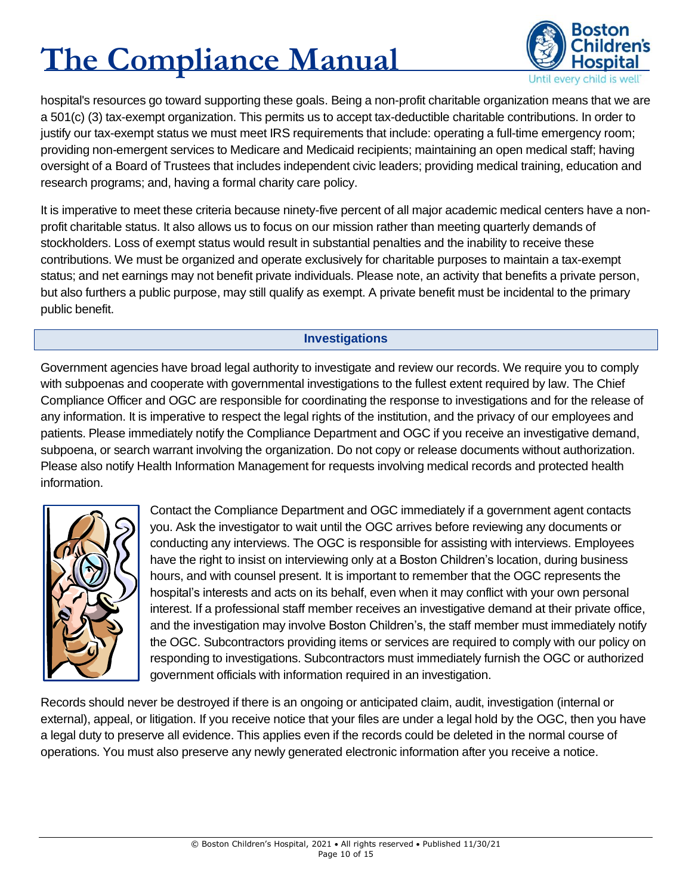hospital's resources go toward supporting these goals. Being a non-profit charitable organization means that we are a 501(c) (3) tax-exempt organization. This permits us to accept tax-deductible charitable contributions. In order to justify our tax-exempt status we must meet IRS requirements that include: operating a full-time emergency room; providing non-emergent services to Medicare and Medicaid recipients; maintaining an open medical staff; having oversight of a Board of Trustees that includes independent civic leaders; providing medical training, education and research programs; and, having a formal charity care policy.

It is imperative to meet these criteria because ninety-five percent of all major academic medical centers have a non-profit charitable status. It also allows us to focus on our mission rather than meeting quarterly demands of stockholders. Loss of exempt status would result in substantial penalties and the inability to receive these contributions. We must be organized and operate exclusively for charitable purposes to maintain a tax-exempt status; and net earnings may not benefit private individuals. Please note, an activity that benefits a private person, but also furthers a public purpose, may still qualify as exempt. A private benefit must be incidental to the primary public benefit.

## Investigations

Government agencies have broad legal authority to investigate and review our records. We require you to comply with subpoenas and cooperate with governmental investigations to the fullest extent required by law. The Chief Compliance Officer and OGC are responsible for coordinating the response to investigations and for the release of any information. It is imperative to respect the legal rights of the institution, and the privacy of our employees and patients. Please immediately notify the Compliance Department and OGC if you receive an investigative demand, subpoena, or search warrant involving the organization. Do not copy or release documents without authorization. Please also notify Health Information Management for requests involving medical records and protected health information.

Contact the Compliance Department and OGC immediately if a government agent contacts you. Ask the investigator to wait until the OGC arrives before reviewing any documents or conducting any interviews. The OGC is responsible for assisting with interviews. Employees have the right to insist on interviewing only at a Boston Children's location, during business hours, and with counsel present. It is important to remember that the OGC represents the hospital's interests and acts on its behalf, even when it may conflict with your own personal interest. If a professional staff member receives an investigative demand at their private office, and the investigation may involve Boston Children's, the staff member must immediately notify the OGC. Subcontractors providing items or services are required to comply with our policy on responding to investigations. Subcontractors must immediately furnish the OGC or authorized government officials with information required in an investigation.

Records should never be destroyed if there is an ongoing or anticipated claim, audit, investigation (internal or external), appeal, or litigation. If you receive notice that your files are under a legal hold by the OGC, then you have a legal duty to preserve all evidence. This applies even if the records could be deleted in the normal course of operations. You must also preserve any newly generated electronic information after you receive a notice.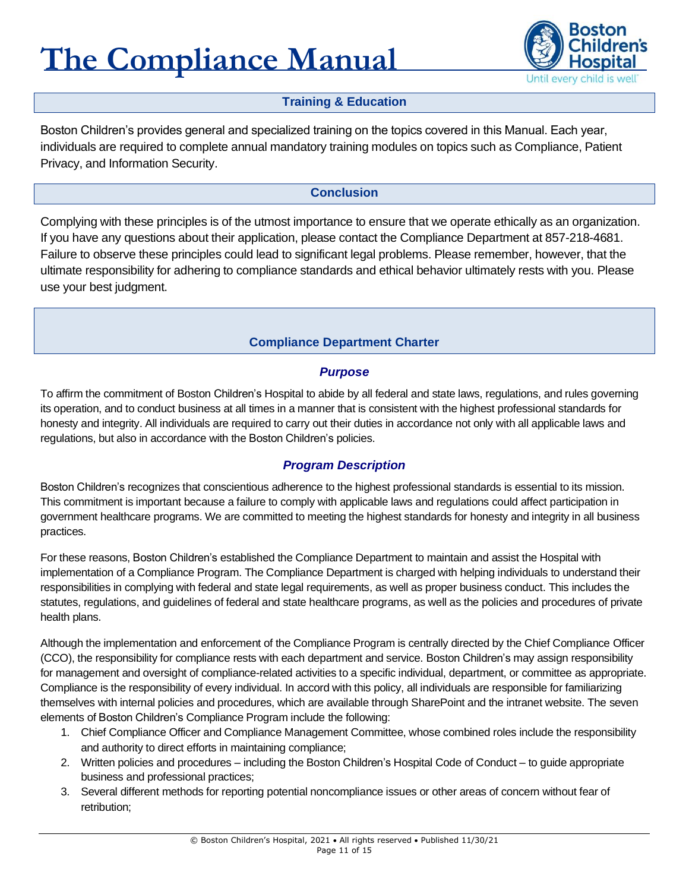## Training & Education

Boston Children's provides general and specialized training on the topics covered in this Manual. Each year, individuals are required to complete annual mandatory training modules on topics such as Compliance, Patient Privacy, and Information Security.

## Conclusion

Complying with these principles is of the utmost importance to ensure that we operate ethically as an organization. If you have any questions about their application, please contact the Compliance Department at 857-218-4681. Failure to observe these principles could lead to significant legal problems. Please remember, however, that the ultimate responsibility for adhering to compliance standards and ethical behavior ultimately rests with you. Please use your best judgment.

## Compliance Department Charter

### *Purpose*

To affirm the commitment of Boston Children's Hospital to abide by all federal and state laws, regulations, and rules governing its operation, and to conduct business at all times in a manner that is consistent with the highest professional standards for honesty and integrity. All individuals are required to carry out their duties in accordance not only with all applicable laws and regulations, but also in accordance with the Boston Children's policies.

### *Program Description*

Boston Children's recognizes that conscientious adherence to the highest professional standards is essential to its mission. This commitment is important because a failure to comply with applicable laws and regulations could affect participation in government healthcare programs. We are committed to meeting the highest standards for honesty and integrity in all business practices.

For these reasons, Boston Children's established the Compliance Department to maintain and assist the Hospital with implementation of a Compliance Program. The Compliance Department is charged with helping individuals to understand their responsibilities in complying with federal and state legal requirements, as well as proper business conduct. This includes the statutes, regulations, and guidelines of federal and state healthcare programs, as well as the policies and procedures of private health plans.

Although the implementation and enforcement of the Compliance Program is centrally directed by the Chief Compliance Officer (CCO), the responsibility for compliance rests with each department and service. Boston Children's may assign responsibility for management and oversight of compliance-related activities to a specific individual, department, or committee as appropriate. Compliance is the responsibility of every individual. In accord with this policy, all individuals are responsible for familiarizing themselves with internal policies and procedures, which are available through SharePoint and the intranet website. The seven elements of Boston Children's Compliance Program include the following:

1. Chief Compliance Officer and Compliance Management Committee, whose combined roles include the responsibility and authority to direct efforts in maintaining compliance;
2. Written policies and procedures – including the Boston Children's Hospital Code of Conduct – to guide appropriate business and professional practices;
3. Several different methods for reporting potential noncompliance issues or other areas of concern without fear of retribution;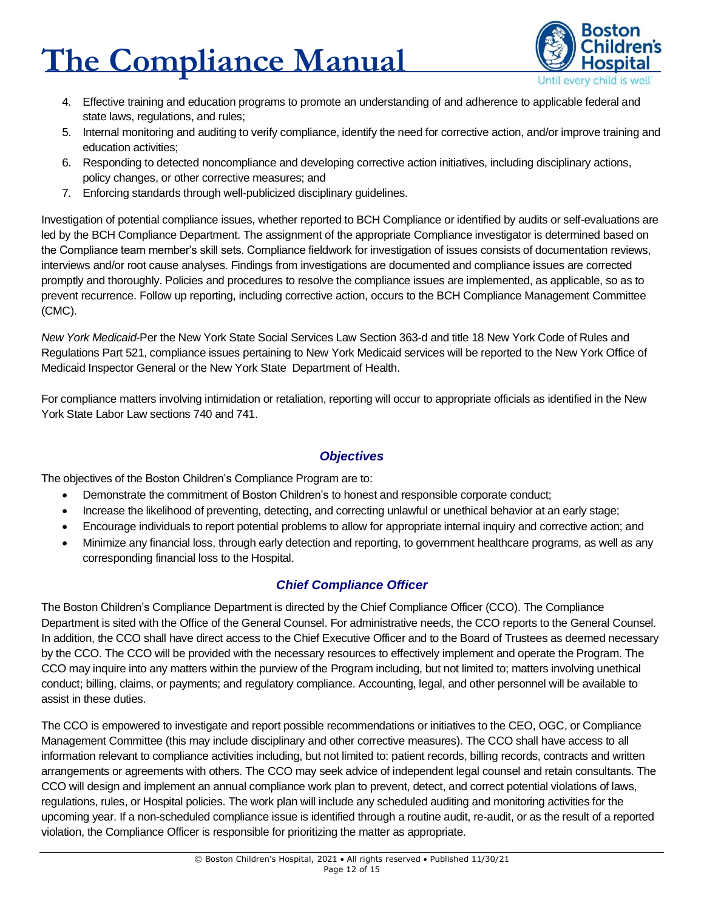4. Effective training and education programs to promote an understanding of and adherence to applicable federal and state laws, regulations, and rules;
5. Internal monitoring and auditing to verify compliance, identify the need for corrective action, and/or improve training and education activities;
6. Responding to detected noncompliance and developing corrective action initiatives, including disciplinary actions, policy changes, or other corrective measures; and
7. Enforcing standards through well-publicized disciplinary guidelines.

Investigation of potential compliance issues, whether reported to BCH Compliance or identified by audits or self-evaluations are led by the BCH Compliance Department. The assignment of the appropriate Compliance investigator is determined based on the Compliance team member's skill sets. Compliance fieldwork for investigation of issues consists of documentation reviews, interviews and/or root cause analyses. Findings from investigations are documented and compliance issues are corrected promptly and thoroughly. Policies and procedures to resolve the compliance issues are implemented, as applicable, so as to prevent recurrence. Follow up reporting, including corrective action, occurs to the BCH Compliance Management Committee (CMC).

*New York Medicaid*-Per the New York State Social Services Law Section 363-d and title 18 New York Code of Rules and Regulations Part 521, compliance issues pertaining to New York Medicaid services will be reported to the New York Office of Medicaid Inspector General or the New York State Department of Health.

For compliance matters involving intimidation or retaliation, reporting will occur to appropriate officials as identified in the New York State Labor Law sections 740 and 741.

### *Objectives*

The objectives of the Boston Children's Compliance Program are to:

- Demonstrate the commitment of Boston Children's to honest and responsible corporate conduct;
- Increase the likelihood of preventing, detecting, and correcting unlawful or unethical behavior at an early stage;
- Encourage individuals to report potential problems to allow for appropriate internal inquiry and corrective action; and
- Minimize any financial loss, through early detection and reporting, to government healthcare programs, as well as any corresponding financial loss to the Hospital.

### *Chief Compliance Officer*

The Boston Children's Compliance Department is directed by the Chief Compliance Officer (CCO). The Compliance Department is sited with the Office of the General Counsel. For administrative needs, the CCO reports to the General Counsel. In addition, the CCO shall have direct access to the Chief Executive Officer and to the Board of Trustees as deemed necessary by the CCO. The CCO will be provided with the necessary resources to effectively implement and operate the Program. The CCO may inquire into any matters within the purview of the Program including, but not limited to; matters involving unethical conduct; billing, claims, or payments; and regulatory compliance. Accounting, legal, and other personnel will be available to assist in these duties.

The CCO is empowered to investigate and report possible recommendations or initiatives to the CEO, OGC, or Compliance Management Committee (this may include disciplinary and other corrective measures). The CCO shall have access to all information relevant to compliance activities including, but not limited to: patient records, billing records, contracts and written arrangements or agreements with others. The CCO may seek advice of independent legal counsel and retain consultants. The CCO will design and implement an annual compliance work plan to prevent, detect, and correct potential violations of laws, regulations, rules, or Hospital policies. The work plan will include any scheduled auditing and monitoring activities for the upcoming year. If a non-scheduled compliance issue is identified through a routine audit, re-audit, or as the result of a reported violation, the Compliance Officer is responsible for prioritizing the matter as appropriate.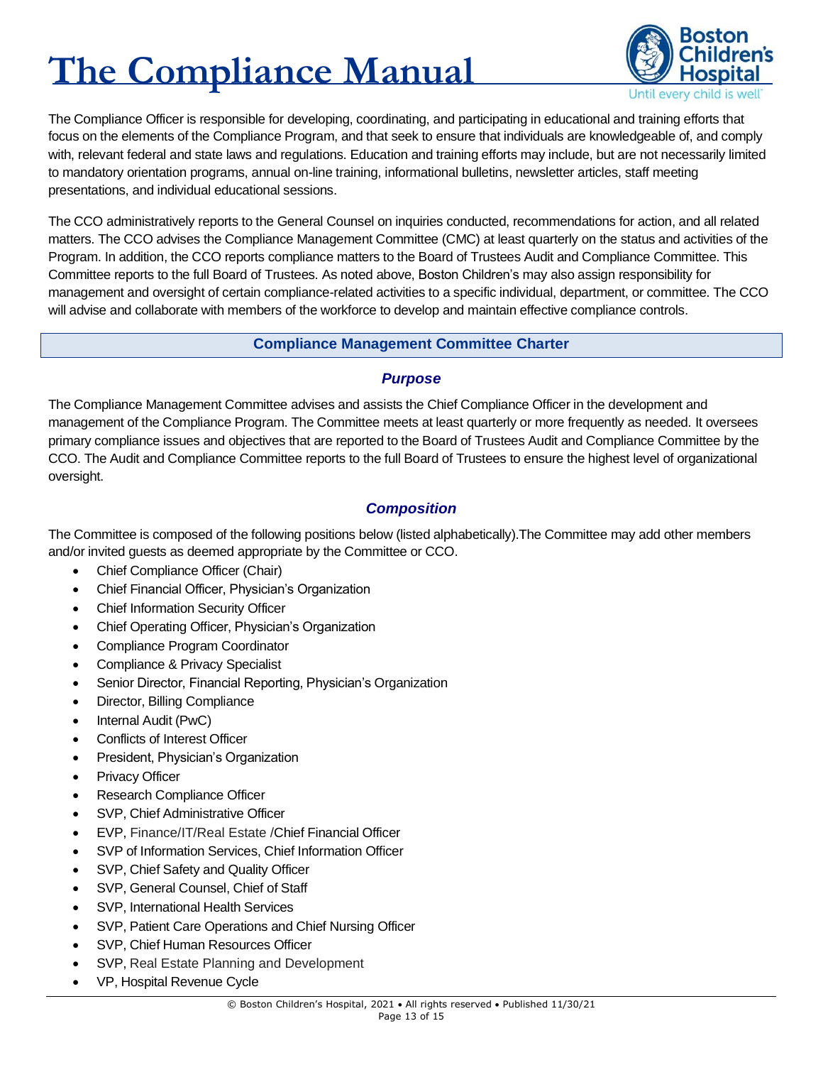The Compliance Officer is responsible for developing, coordinating, and participating in educational and training efforts that focus on the elements of the Compliance Program, and that seek to ensure that individuals are knowledgeable of, and comply with, relevant federal and state laws and regulations. Education and training efforts may include, but are not necessarily limited to mandatory orientation programs, annual on-line training, informational bulletins, newsletter articles, staff meeting presentations, and individual educational sessions.

The CCO administratively reports to the General Counsel on inquiries conducted, recommendations for action, and all related matters. The CCO advises the Compliance Management Committee (CMC) at least quarterly on the status and activities of the Program. In addition, the CCO reports compliance matters to the Board of Trustees Audit and Compliance Committee. This Committee reports to the full Board of Trustees. As noted above, Boston Children's may also assign responsibility for management and oversight of certain compliance-related activities to a specific individual, department, or committee. The CCO will advise and collaborate with members of the workforce to develop and maintain effective compliance controls.

## Compliance Management Committee Charter

### *Purpose*

The Compliance Management Committee advises and assists the Chief Compliance Officer in the development and management of the Compliance Program. The Committee meets at least quarterly or more frequently as needed. It oversees primary compliance issues and objectives that are reported to the Board of Trustees Audit and Compliance Committee by the CCO. The Audit and Compliance Committee reports to the full Board of Trustees to ensure the highest level of organizational oversight.

### *Composition*

The Committee is composed of the following positions below (listed alphabetically).The Committee may add other members and/or invited guests as deemed appropriate by the Committee or CCO.

- Chief Compliance Officer (Chair)
- Chief Financial Officer, Physician's Organization
- Chief Information Security Officer
- Chief Operating Officer, Physician's Organization
- Compliance Program Coordinator
- Compliance & Privacy Specialist
- Senior Director, Financial Reporting, Physician's Organization
- Director, Billing Compliance
- Internal Audit (PwC)
- Conflicts of Interest Officer
- President, Physician's Organization
- Privacy Officer
- Research Compliance Officer
- SVP, Chief Administrative Officer
- EVP, Finance/IT/Real Estate /Chief Financial Officer
- SVP of Information Services, Chief Information Officer
- SVP, Chief Safety and Quality Officer
- SVP, General Counsel, Chief of Staff
- SVP, International Health Services
- SVP, Patient Care Operations and Chief Nursing Officer
- SVP, Chief Human Resources Officer
- SVP, Real Estate Planning and Development
- VP, Hospital Revenue Cycle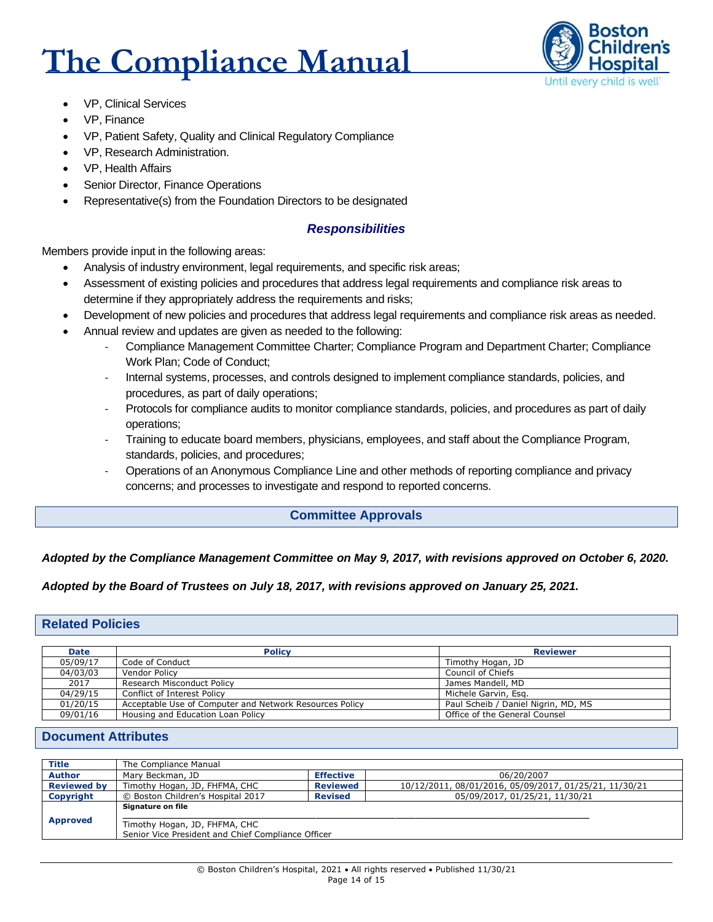- VP, Clinical Services
- VP, Finance
- VP, Patient Safety, Quality and Clinical Regulatory Compliance
- VP, Research Administration.
- VP, Health Affairs
- Senior Director, Finance Operations
- Representative(s) from the Foundation Directors to be designated

### *Responsibilities*

Members provide input in the following areas:

- Analysis of industry environment, legal requirements, and specific risk areas;
- Assessment of existing policies and procedures that address legal requirements and compliance risk areas to determine if they appropriately address the requirements and risks;
- Development of new policies and procedures that address legal requirements and compliance risk areas as needed.
- Annual review and updates are given as needed to the following:
  - Compliance Management Committee Charter; Compliance Program and Department Charter; Compliance Work Plan; Code of Conduct;
  - Internal systems, processes, and controls designed to implement compliance standards, policies, and procedures, as part of daily operations;
  - Protocols for compliance audits to monitor compliance standards, policies, and procedures as part of daily operations;
  - Training to educate board members, physicians, employees, and staff about the Compliance Program, standards, policies, and procedures;
  - Operations of an Anonymous Compliance Line and other methods of reporting compliance and privacy concerns; and processes to investigate and respond to reported concerns.

## Committee Approvals

***Adopted by the Compliance Management Committee on May 9, 2017, with revisions approved on October 6, 2020.***

***Adopted by the Board of Trustees on July 18, 2017, with revisions approved on January 25, 2021.***

## Related Policies

| Date | Policy | Reviewer |
|---|---|---|
| 05/09/17 | Code of Conduct | Timothy Hogan, JD |
| 04/03/03 | Vendor Policy | Council of Chiefs |
| 2017 | Research Misconduct Policy | James Mandell, MD |
| 04/29/15 | Conflict of Interest Policy | Michele Garvin, Esq. |
| 01/20/15 | Acceptable Use of Computer and Network Resources Policy | Paul Scheib / Daniel Nigrin, MD, MS |
| 09/01/16 | Housing and Education Loan Policy | Office of the General Counsel |

## Document Attributes

| | | | |
|---|---|---|---|
| **Title** | The Compliance Manual | | |
| **Author** | Mary Beckman, JD | **Effective** | 06/20/2007 |
| **Reviewed by** | Timothy Hogan, JD, FHFMA, CHC | **Reviewed** | 10/12/2011, 08/01/2016, 05/09/2017, 01/25/21, 11/30/21 |
| **Copyright** | © Boston Children's Hospital 2017 | **Revised** | 05/09/2017, 01/25/21, 11/30/21 |
| **Approved** | **Signature on file**<br>Timothy Hogan, JD, FHFMA, CHC<br>Senior Vice President and Chief Compliance Officer | | |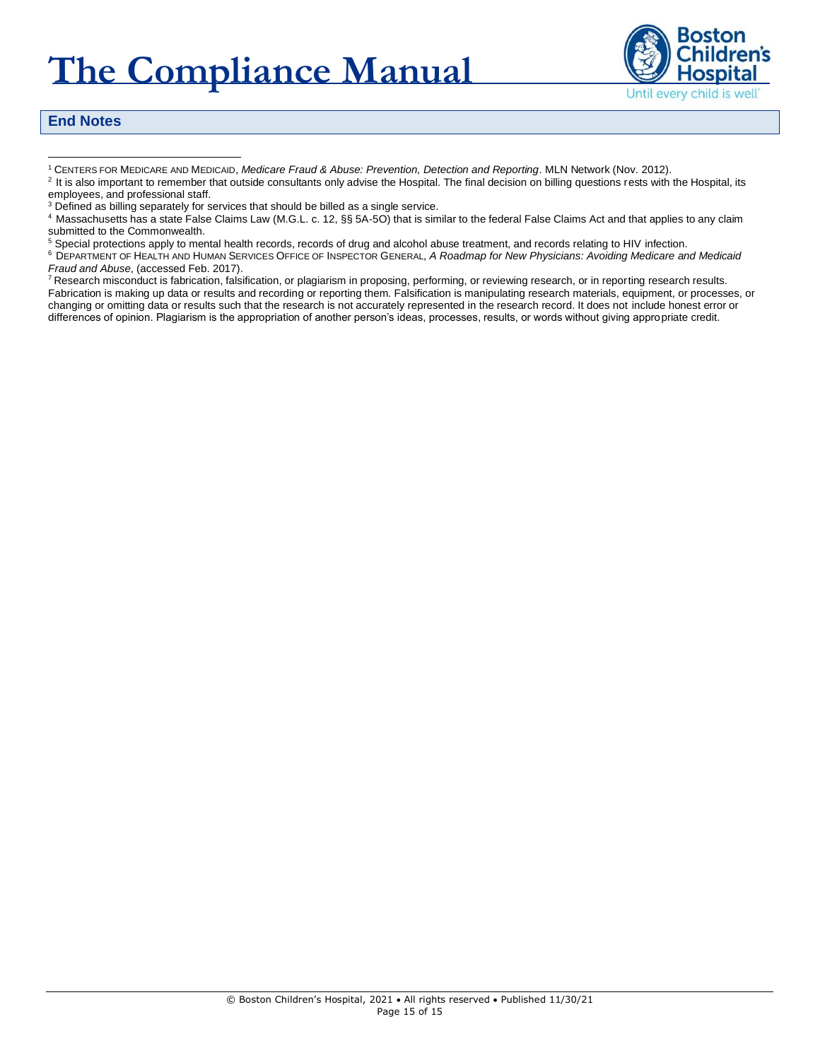## End Notes

[1] CENTERS FOR MEDICARE AND MEDICAID, *Medicare Fraud & Abuse: Prevention, Detection and Reporting*. MLN Network (Nov. 2012).

[2] It is also important to remember that outside consultants only advise the Hospital. The final decision on billing questions rests with the Hospital, its employees, and professional staff.

[3] Defined as billing separately for services that should be billed as a single service.

[4] Massachusetts has a state False Claims Law (M.G.L. c. 12, §§ 5A-5O) that is similar to the federal False Claims Act and that applies to any claim submitted to the Commonwealth.

[5] Special protections apply to mental health records, records of drug and alcohol abuse treatment, and records relating to HIV infection.

[6] DEPARTMENT OF HEALTH AND HUMAN SERVICES OFFICE OF INSPECTOR GENERAL, *A Roadmap for New Physicians: Avoiding Medicare and Medicaid Fraud and Abuse*, (accessed Feb. 2017).

[7] Research misconduct is fabrication, falsification, or plagiarism in proposing, performing, or reviewing research, or in reporting research results. Fabrication is making up data or results and recording or reporting them. Falsification is manipulating research materials, equipment, or processes, or changing or omitting data or results such that the research is not accurately represented in the research record. It does not include honest error or differences of opinion. Plagiarism is the appropriation of another person's ideas, processes, results, or words without giving appropriate credit.

© Boston Children's Hospital, 2021 • All rights reserved • Published 11/30/21